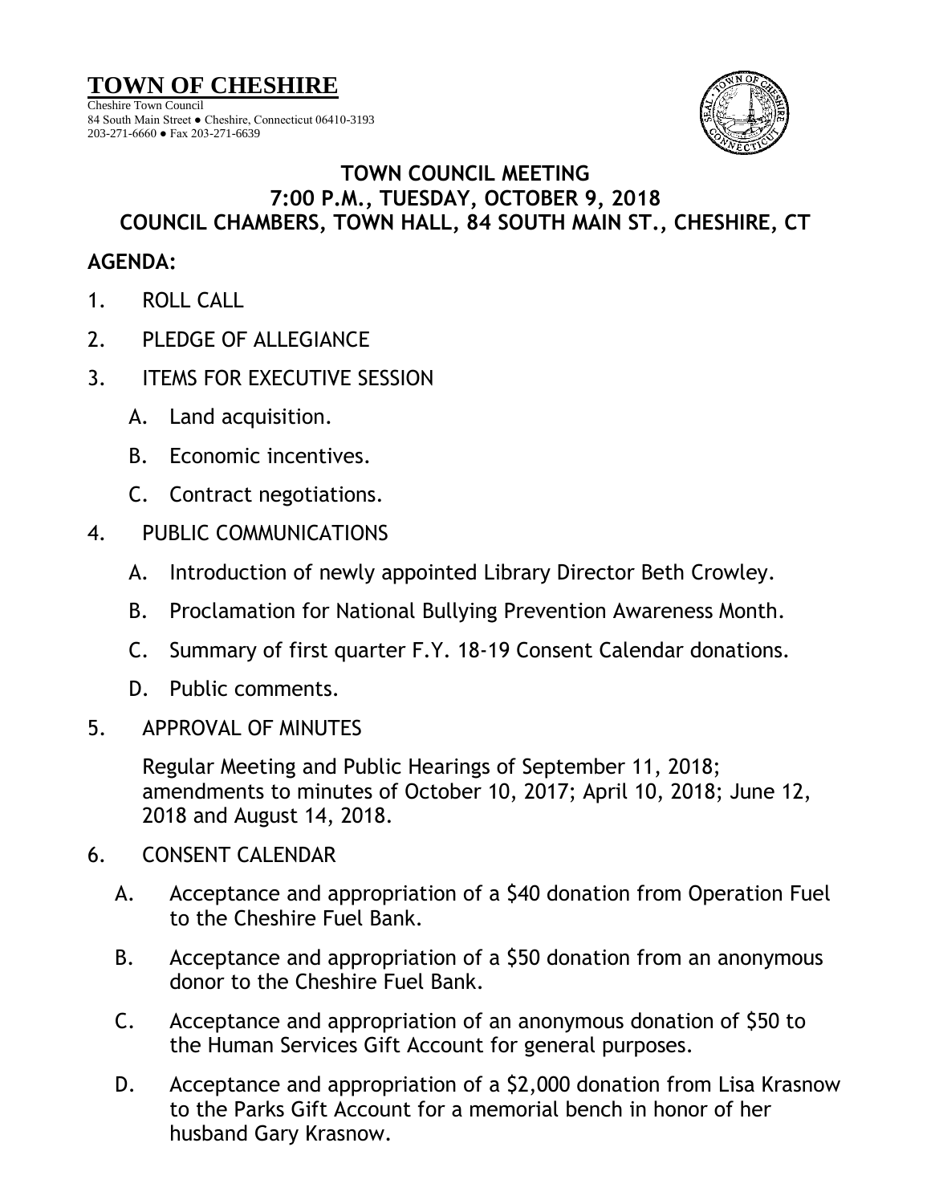# TOWN OF CHESHIRE

Cheshire Town Council
84 South Main Street ● Cheshire, Connecticut 06410-3193
203-271-6660 ● Fax 203-271-6639

## TOWN COUNCIL MEETING
## 7:00 P.M., TUESDAY, OCTOBER 9, 2018
## COUNCIL CHAMBERS, TOWN HALL, 84 SOUTH MAIN ST., CHESHIRE, CT

**AGENDA:**

1. ROLL CALL

2. PLEDGE OF ALLEGIANCE

3. ITEMS FOR EXECUTIVE SESSION

   A. Land acquisition.

   B. Economic incentives.

   C. Contract negotiations.

4. PUBLIC COMMUNICATIONS

   A. Introduction of newly appointed Library Director Beth Crowley.

   B. Proclamation for National Bullying Prevention Awareness Month.

   C. Summary of first quarter F.Y. 18-19 Consent Calendar donations.

   D. Public comments.

5. APPROVAL OF MINUTES

   Regular Meeting and Public Hearings of September 11, 2018; amendments to minutes of October 10, 2017; April 10, 2018; June 12, 2018 and August 14, 2018.

6. CONSENT CALENDAR

   A. Acceptance and appropriation of a $40 donation from Operation Fuel to the Cheshire Fuel Bank.

   B. Acceptance and appropriation of a $50 donation from an anonymous donor to the Cheshire Fuel Bank.

   C. Acceptance and appropriation of an anonymous donation of $50 to the Human Services Gift Account for general purposes.

   D. Acceptance and appropriation of a $2,000 donation from Lisa Krasnow to the Parks Gift Account for a memorial bench in honor of her husband Gary Krasnow.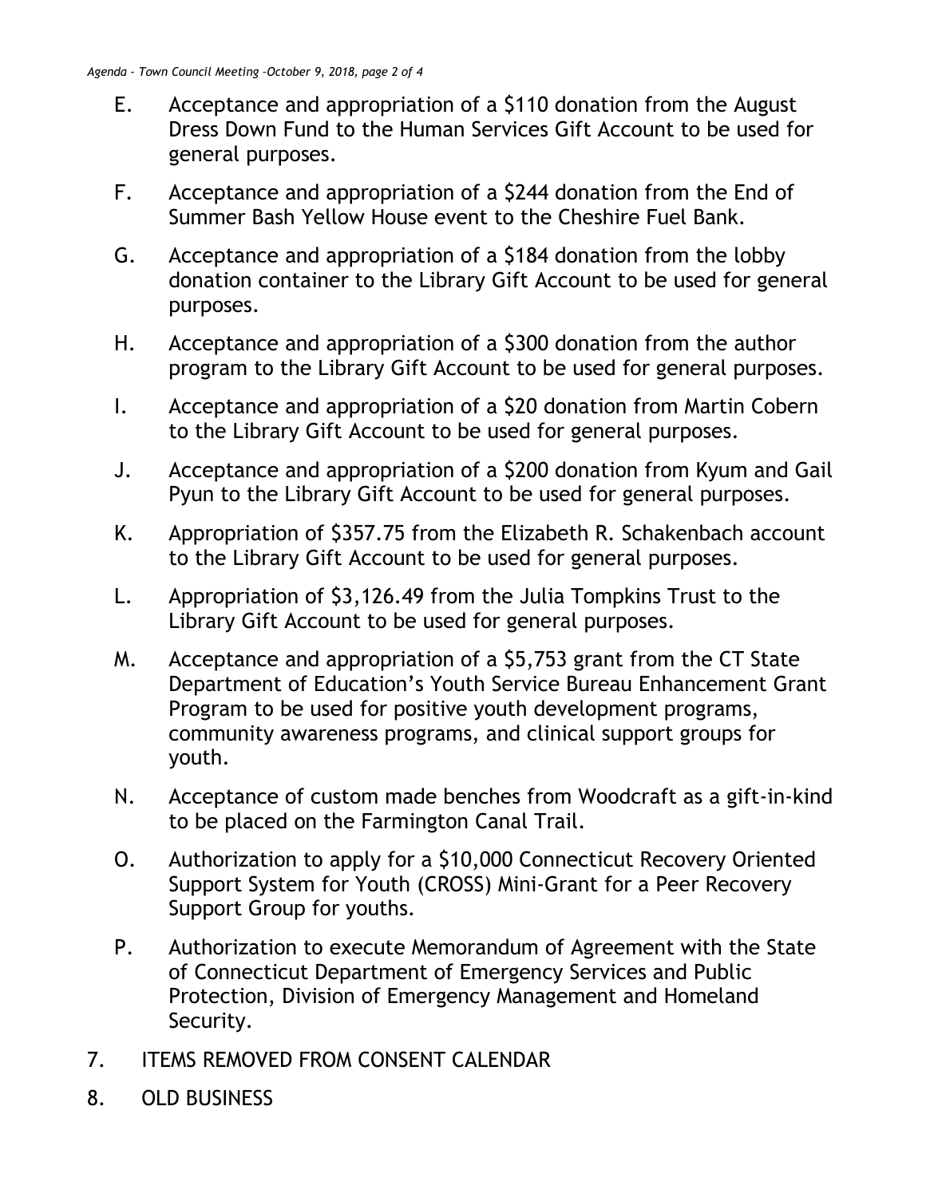E. Acceptance and appropriation of a $110 donation from the August Dress Down Fund to the Human Services Gift Account to be used for general purposes.

F. Acceptance and appropriation of a $244 donation from the End of Summer Bash Yellow House event to the Cheshire Fuel Bank.

G. Acceptance and appropriation of a $184 donation from the lobby donation container to the Library Gift Account to be used for general purposes.

H. Acceptance and appropriation of a $300 donation from the author program to the Library Gift Account to be used for general purposes.

I. Acceptance and appropriation of a $20 donation from Martin Cobern to the Library Gift Account to be used for general purposes.

J. Acceptance and appropriation of a $200 donation from Kyum and Gail Pyun to the Library Gift Account to be used for general purposes.

K. Appropriation of $357.75 from the Elizabeth R. Schakenbach account to the Library Gift Account to be used for general purposes.

L. Appropriation of $3,126.49 from the Julia Tompkins Trust to the Library Gift Account to be used for general purposes.

M. Acceptance and appropriation of a $5,753 grant from the CT State Department of Education's Youth Service Bureau Enhancement Grant Program to be used for positive youth development programs, community awareness programs, and clinical support groups for youth.

N. Acceptance of custom made benches from Woodcraft as a gift-in-kind to be placed on the Farmington Canal Trail.

O. Authorization to apply for a $10,000 Connecticut Recovery Oriented Support System for Youth (CROSS) Mini-Grant for a Peer Recovery Support Group for youths.

P. Authorization to execute Memorandum of Agreement with the State of Connecticut Department of Emergency Services and Public Protection, Division of Emergency Management and Homeland Security.

7. ITEMS REMOVED FROM CONSENT CALENDAR

8. OLD BUSINESS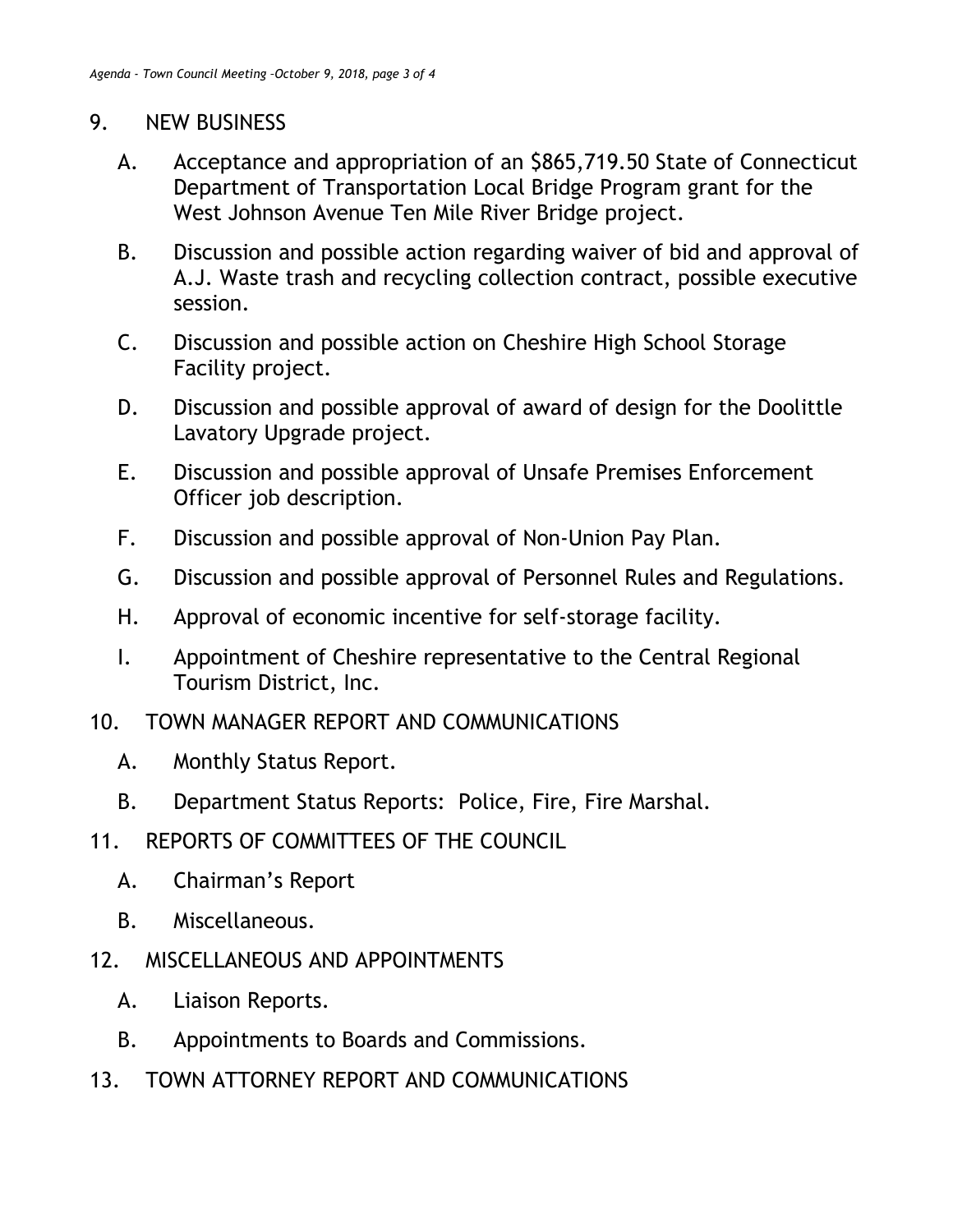9. NEW BUSINESS

   A. Acceptance and appropriation of an $865,719.50 State of Connecticut Department of Transportation Local Bridge Program grant for the West Johnson Avenue Ten Mile River Bridge project.

   B. Discussion and possible action regarding waiver of bid and approval of A.J. Waste trash and recycling collection contract, possible executive session.

   C. Discussion and possible action on Cheshire High School Storage Facility project.

   D. Discussion and possible approval of award of design for the Doolittle Lavatory Upgrade project.

   E. Discussion and possible approval of Unsafe Premises Enforcement Officer job description.

   F. Discussion and possible approval of Non-Union Pay Plan.

   G. Discussion and possible approval of Personnel Rules and Regulations.

   H. Approval of economic incentive for self-storage facility.

   I. Appointment of Cheshire representative to the Central Regional Tourism District, Inc.

10. TOWN MANAGER REPORT AND COMMUNICATIONS

    A. Monthly Status Report.

    B. Department Status Reports: Police, Fire, Fire Marshal.

11. REPORTS OF COMMITTEES OF THE COUNCIL

    A. Chairman's Report

    B. Miscellaneous.

12. MISCELLANEOUS AND APPOINTMENTS

    A. Liaison Reports.

    B. Appointments to Boards and Commissions.

13. TOWN ATTORNEY REPORT AND COMMUNICATIONS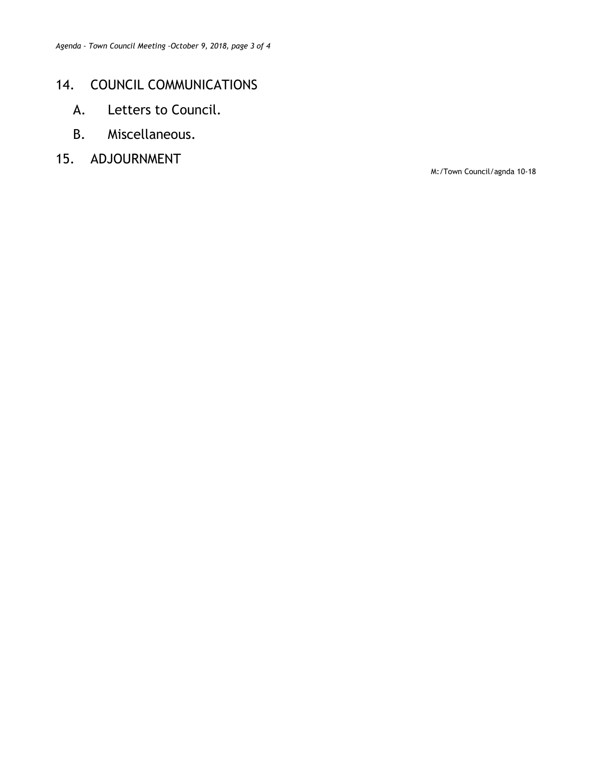14. COUNCIL COMMUNICATIONS

    A. Letters to Council.

    B. Miscellaneous.

15. ADJOURNMENT

M:/Town Council/agnda 10-18